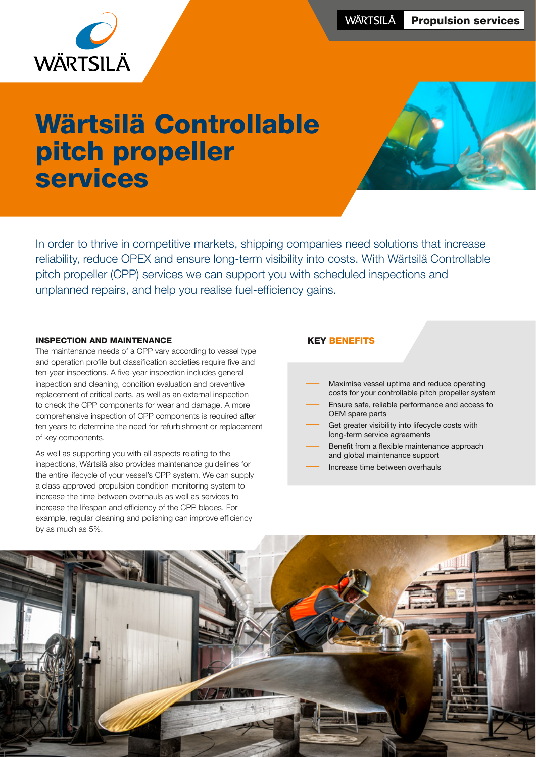# Wärtsilä Controllable pitch propeller services

In order to thrive in competitive markets, shipping companies need solutions that increase reliability, reduce OPEX and ensure long-term visibility into costs. With Wärtsilä Controllable pitch propeller (CPP) services we can support you with scheduled inspections and unplanned repairs, and help you realise fuel-efficiency gains.

### INSPECTION AND MAINTENANCE

The maintenance needs of a CPP vary according to vessel type and operation profile but classification societies require five and ten-year inspections. A five-year inspection includes general inspection and cleaning, condition evaluation and preventive replacement of critical parts, as well as an external inspection to check the CPP components for wear and damage. A more comprehensive inspection of CPP components is required after ten years to determine the need for refurbishment or replacement of key components.

As well as supporting you with all aspects relating to the inspections, Wärtsilä also provides maintenance guidelines for the entire lifecycle of your vessel's CPP system. We can supply a class-approved propulsion condition-monitoring system to increase the time between overhauls as well as services to increase the lifespan and efficiency of the CPP blades. For example, regular cleaning and polishing can improve efficiency by as much as 5%.

### KEY BENEFITS

- Maximise vessel uptime and reduce operating costs for your controllable pitch propeller system
- Ensure safe, reliable performance and access to OEM spare parts
- Get greater visibility into lifecycle costs with long-term service agreements
- Benefit from a flexible maintenance approach and global maintenance support
- Increase time between overhauls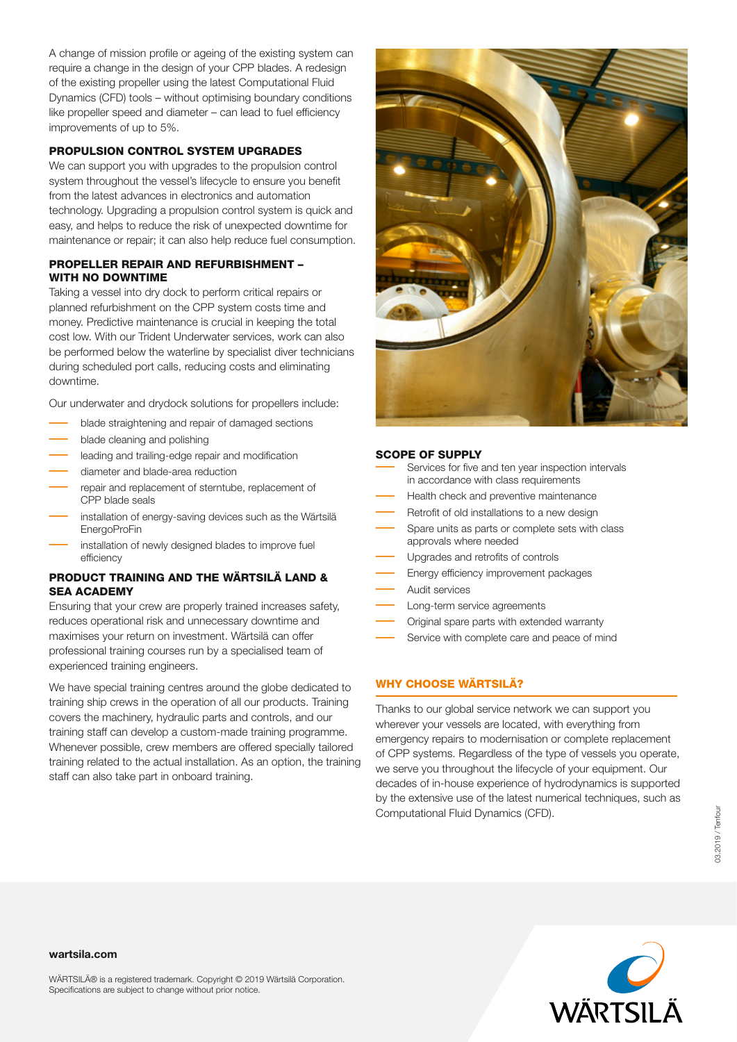A change of mission profile or ageing of the existing system can require a change in the design of your CPP blades. A redesign of the existing propeller using the latest Computational Fluid Dynamics (CFD) tools – without optimising boundary conditions like propeller speed and diameter – can lead to fuel efficiency improvements of up to 5%.

## PROPULSION CONTROL SYSTEM UPGRADES

We can support you with upgrades to the propulsion control system throughout the vessel's lifecycle to ensure you benefit from the latest advances in electronics and automation technology. Upgrading a propulsion control system is quick and easy, and helps to reduce the risk of unexpected downtime for maintenance or repair; it can also help reduce fuel consumption.

## PROPELLER REPAIR AND REFURBISHMENT – WITH NO DOWNTIME

Taking a vessel into dry dock to perform critical repairs or planned refurbishment on the CPP system costs time and money. Predictive maintenance is crucial in keeping the total cost low. With our Trident Underwater services, work can also be performed below the waterline by specialist diver technicians during scheduled port calls, reducing costs and eliminating downtime.

Our underwater and drydock solutions for propellers include:

- blade straightening and repair of damaged sections
- blade cleaning and polishing
- leading and trailing-edge repair and modification
- diameter and blade-area reduction
- repair and replacement of sterntube, replacement of CPP blade seals
- installation of energy-saving devices such as the Wärtsilä EnergoProFin
- installation of newly designed blades to improve fuel efficiency

## PRODUCT TRAINING AND THE WÄRTSILÄ LAND & SEA ACADEMY

Ensuring that your crew are properly trained increases safety, reduces operational risk and unnecessary downtime and maximises your return on investment. Wärtsilä can offer professional training courses run by a specialised team of experienced training engineers.

We have special training centres around the globe dedicated to training ship crews in the operation of all our products. Training covers the machinery, hydraulic parts and controls, and our training staff can develop a custom-made training programme. Whenever possible, crew members are offered specially tailored training related to the actual installation. As an option, the training staff can also take part in onboard training.

## SCOPE OF SUPPLY

- Services for five and ten year inspection intervals in accordance with class requirements
- Health check and preventive maintenance
- Retrofit of old installations to a new design
- Spare units as parts or complete sets with class approvals where needed
- Upgrades and retrofits of controls
- Energy efficiency improvement packages
- Audit services
- Long-term service agreements
- Original spare parts with extended warranty
- Service with complete care and peace of mind

## WHY CHOOSE WÄRTSILÄ?

Thanks to our global service network we can support you wherever your vessels are located, with everything from emergency repairs to modernisation or complete replacement of CPP systems. Regardless of the type of vessels you operate, we serve you throughout the lifecycle of your equipment. Our decades of in-house experience of hydrodynamics is supported by the extensive use of the latest numerical techniques, such as Computational Fluid Dynamics (CFD).

03.2019 / Tenfour

**wartsila.com**

WÄRTSILÄ® is a registered trademark. Copyright © 2019 Wärtsilä Corporation.
Specifications are subject to change without prior notice.